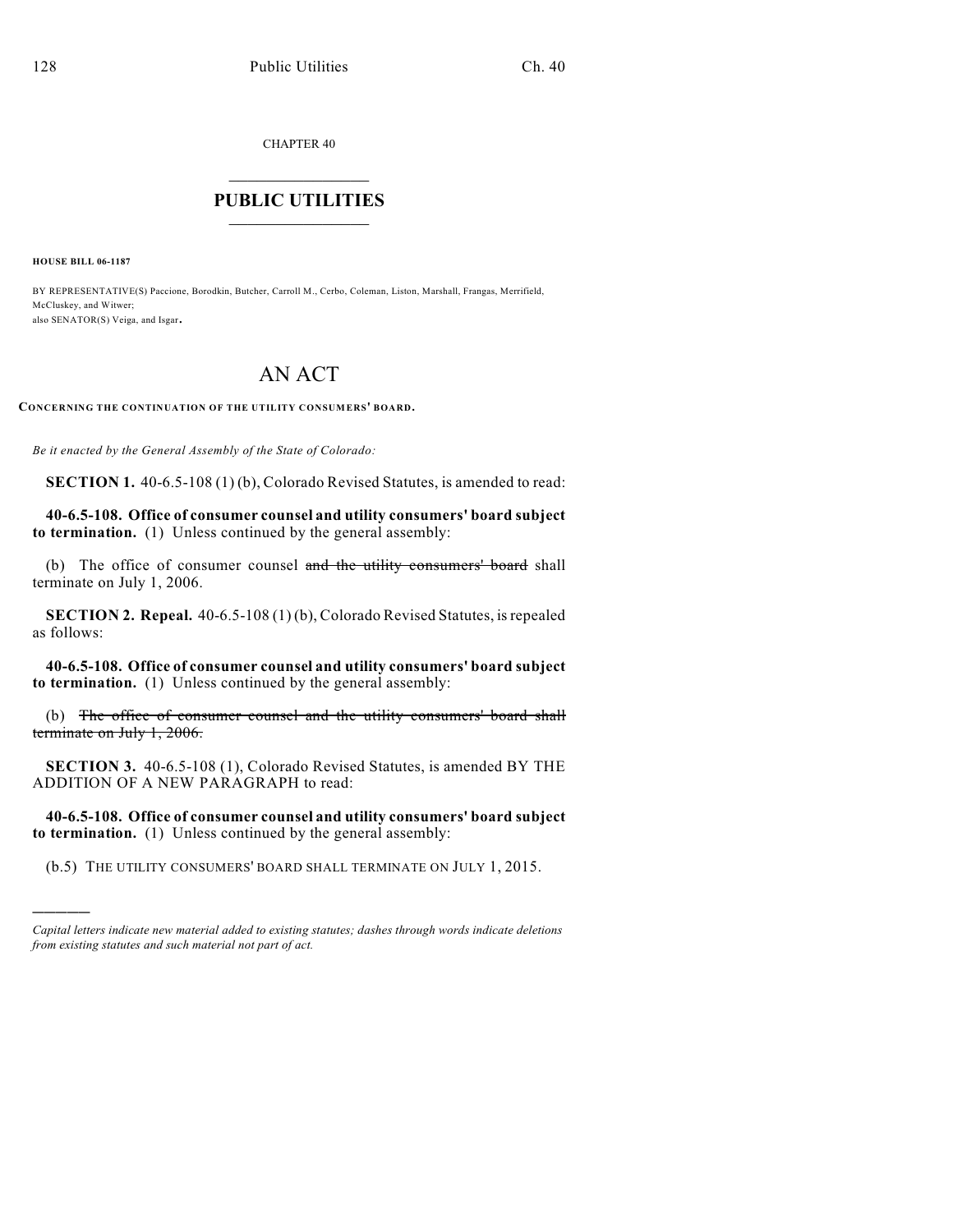CHAPTER 40

# PUBLIC UTILITIES

**HOUSE BILL 06-1187**

BY REPRESENTATIVE(S) Paccione, Borodkin, Butcher, Carroll M., Cerbo, Coleman, Liston, Marshall, Frangas, Merrifield, McCluskey, and Witwer;
also SENATOR(S) Veiga, and Isgar.

# AN ACT

**CONCERNING THE CONTINUATION OF THE UTILITY CONSUMERS' BOARD.**

*Be it enacted by the General Assembly of the State of Colorado:*

**SECTION 1.** 40-6.5-108 (1) (b), Colorado Revised Statutes, is amended to read:

**40-6.5-108. Office of consumer counsel and utility consumers' board subject to termination.** (1) Unless continued by the general assembly:

(b) The office of consumer counsel ~~and the utility consumers' board~~ shall terminate on July 1, 2006.

**SECTION 2. Repeal.** 40-6.5-108 (1) (b), Colorado Revised Statutes, is repealed as follows:

**40-6.5-108. Office of consumer counsel and utility consumers' board subject to termination.** (1) Unless continued by the general assembly:

(b) ~~The office of consumer counsel and the utility consumers' board shall terminate on July 1, 2006.~~

**SECTION 3.** 40-6.5-108 (1), Colorado Revised Statutes, is amended BY THE ADDITION OF A NEW PARAGRAPH to read:

**40-6.5-108. Office of consumer counsel and utility consumers' board subject to termination.** (1) Unless continued by the general assembly:

(b.5) THE UTILITY CONSUMERS' BOARD SHALL TERMINATE ON JULY 1, 2015.

---

*Capital letters indicate new material added to existing statutes; dashes through words indicate deletions from existing statutes and such material not part of act.*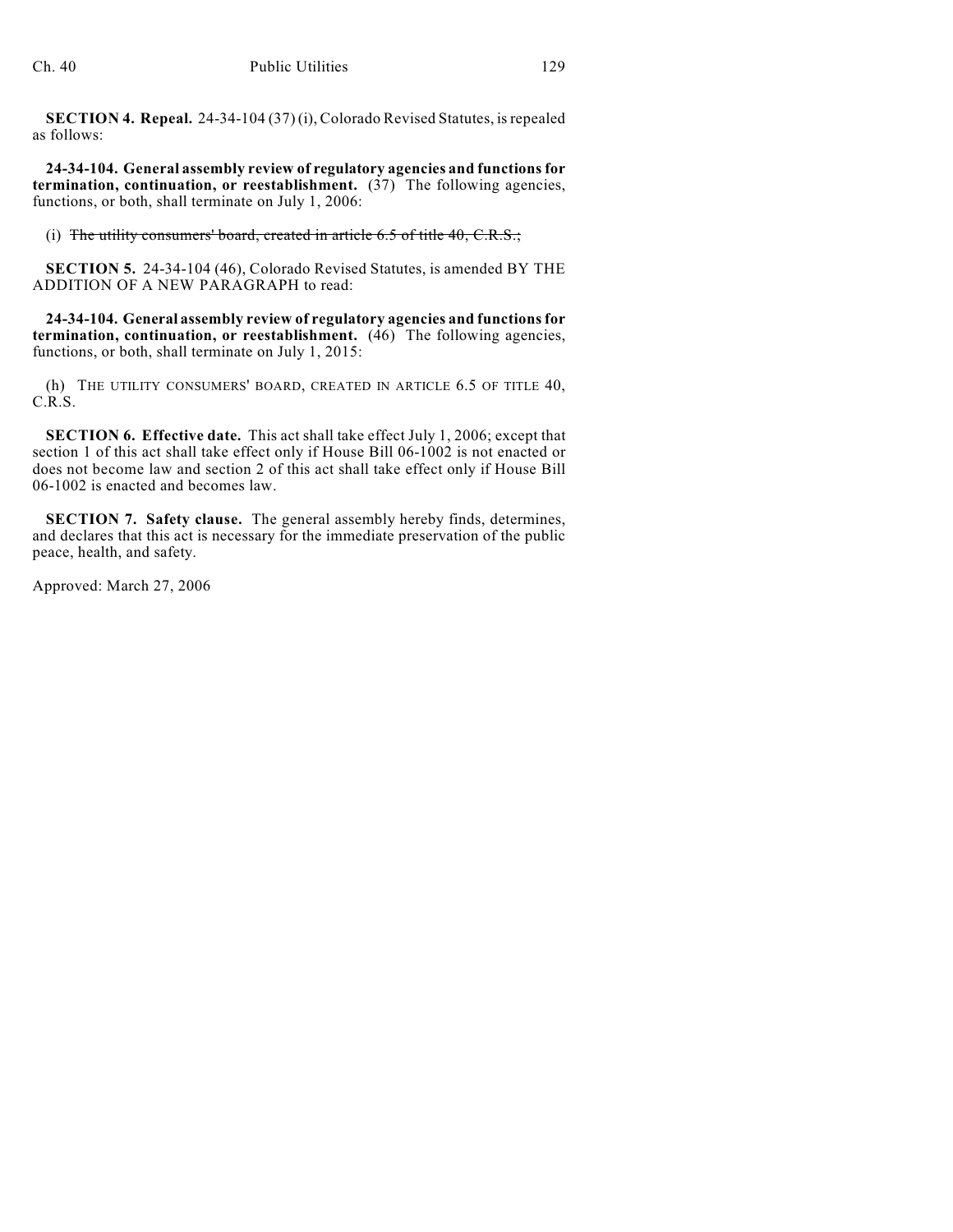**SECTION 4. Repeal.** 24-34-104 (37) (i), Colorado Revised Statutes, is repealed as follows:

**24-34-104. General assembly review of regulatory agencies and functions for termination, continuation, or reestablishment.** (37) The following agencies, functions, or both, shall terminate on July 1, 2006:

(i) ~~The utility consumers' board, created in article 6.5 of title 40, C.R.S.;~~

**SECTION 5.** 24-34-104 (46), Colorado Revised Statutes, is amended BY THE ADDITION OF A NEW PARAGRAPH to read:

**24-34-104. General assembly review of regulatory agencies and functions for termination, continuation, or reestablishment.** (46) The following agencies, functions, or both, shall terminate on July 1, 2015:

(h) THE UTILITY CONSUMERS' BOARD, CREATED IN ARTICLE 6.5 OF TITLE 40, C.R.S.

**SECTION 6. Effective date.** This act shall take effect July 1, 2006; except that section 1 of this act shall take effect only if House Bill 06-1002 is not enacted or does not become law and section 2 of this act shall take effect only if House Bill 06-1002 is enacted and becomes law.

**SECTION 7. Safety clause.** The general assembly hereby finds, determines, and declares that this act is necessary for the immediate preservation of the public peace, health, and safety.

Approved: March 27, 2006